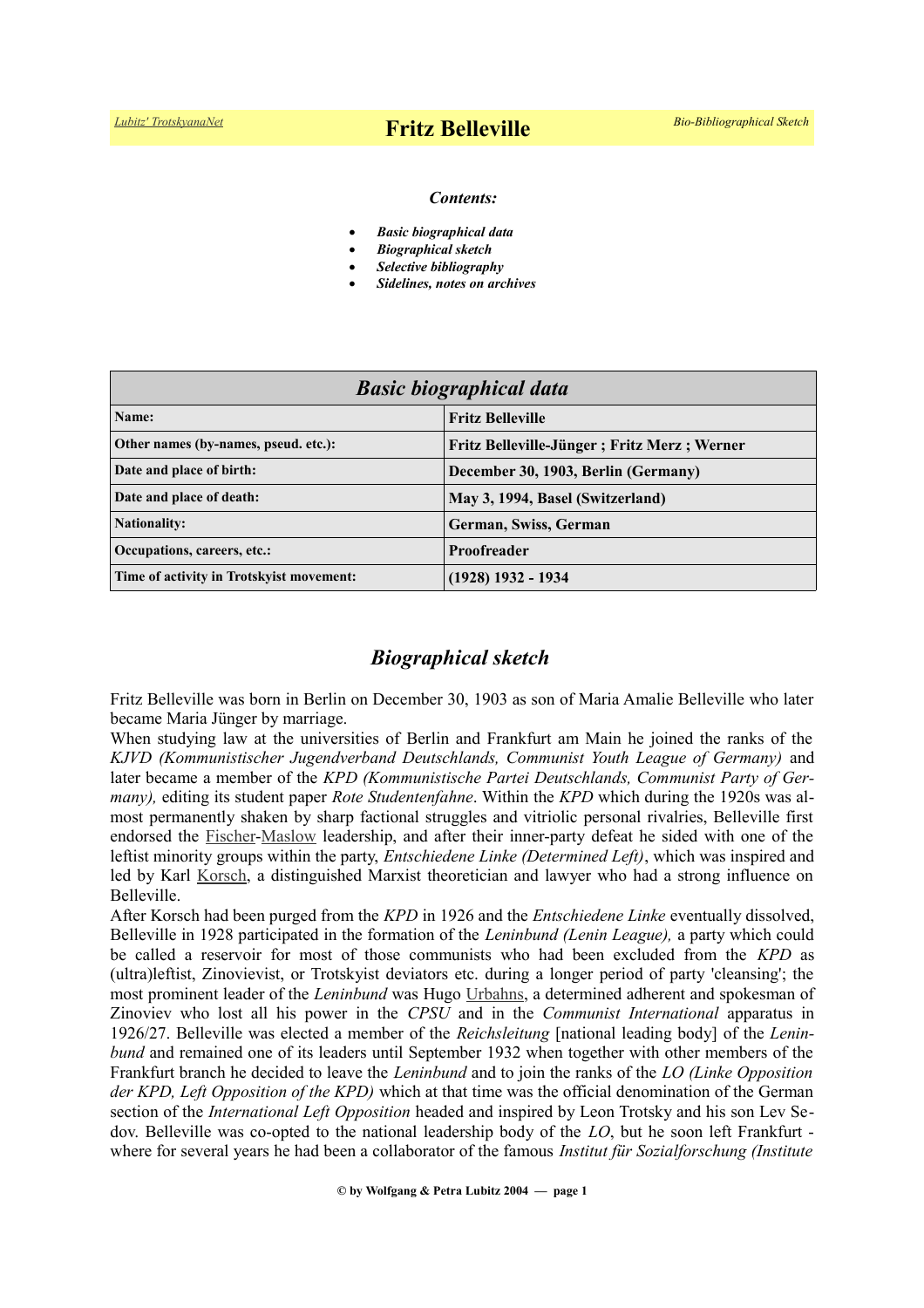Lubitz' TrotskyanaNet

# Fritz Belleville

Bio-Bibliographical Sketch

***Contents:***

- ***Basic biographical data***
- ***Biographical sketch***
- ***Selective bibliography***
- ***Sidelines, notes on archives***

| *Basic biographical data* | |
|---|---|
| **Name:** | **Fritz Belleville** |
| **Other names (by-names, pseud. etc.):** | **Fritz Belleville-Jünger ; Fritz Merz ; Werner** |
| **Date and place of birth:** | **December 30, 1903, Berlin (Germany)** |
| **Date and place of death:** | **May 3, 1994, Basel (Switzerland)** |
| **Nationality:** | **German, Swiss, German** |
| **Occupations, careers, etc.:** | **Proofreader** |
| **Time of activity in Trotskyist movement:** | **(1928) 1932 - 1934** |

## *Biographical sketch*

Fritz Belleville was born in Berlin on December 30, 1903 as son of Maria Amalie Belleville who later became Maria Jünger by marriage.

When studying law at the universities of Berlin and Frankfurt am Main he joined the ranks of the *KJVD (Kommunistischer Jugendverband Deutschlands, Communist Youth League of Germany)* and later became a member of the *KPD (Kommunistische Partei Deutschlands, Communist Party of Germany),* editing its student paper *Rote Studentenfahne*. Within the *KPD* which during the 1920s was almost permanently shaken by sharp factional struggles and vitriolic personal rivalries, Belleville first endorsed the Fischer-Maslow leadership, and after their inner-party defeat he sided with one of the leftist minority groups within the party, *Entschiedene Linke (Determined Left)*, which was inspired and led by Karl Korsch, a distinguished Marxist theoretician and lawyer who had a strong influence on Belleville.

After Korsch had been purged from the *KPD* in 1926 and the *Entschiedene Linke* eventually dissolved, Belleville in 1928 participated in the formation of the *Leninbund (Lenin League),* a party which could be called a reservoir for most of those communists who had been excluded from the *KPD* as (ultra)leftist, Zinovievist, or Trotskyist deviators etc. during a longer period of party 'cleansing'; the most prominent leader of the *Leninbund* was Hugo Urbahns, a determined adherent and spokesman of Zinoviev who lost all his power in the *CPSU* and in the *Communist International* apparatus in 1926/27. Belleville was elected a member of the *Reichsleitung* [national leading body] of the *Leninbund* and remained one of its leaders until September 1932 when together with other members of the Frankfurt branch he decided to leave the *Leninbund* and to join the ranks of the *LO (Linke Opposition der KPD, Left Opposition of the KPD)* which at that time was the official denomination of the German section of the *International Left Opposition* headed and inspired by Leon Trotsky and his son Lev Sedov. Belleville was co-opted to the national leadership body of the *LO*, but he soon left Frankfurt - where for several years he had been a collaborator of the famous *Institut für Sozialforschung (Institute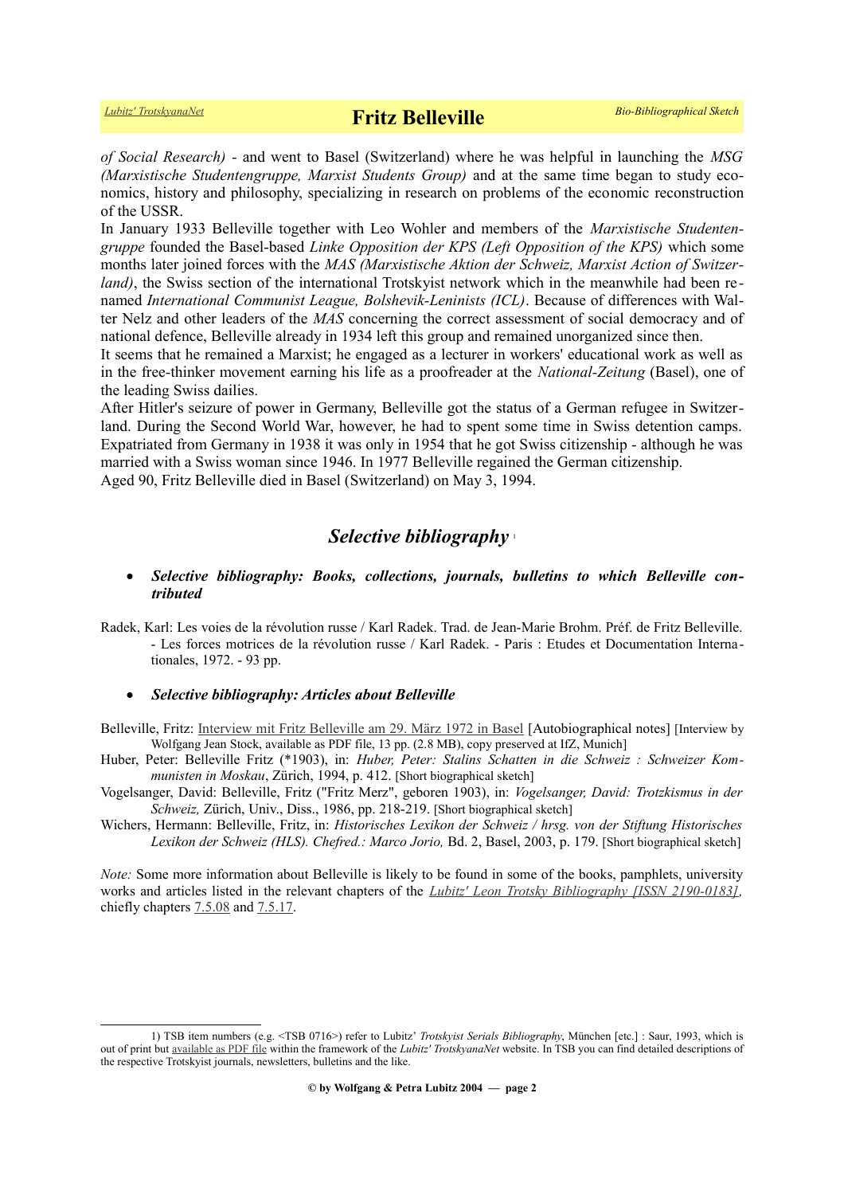*of Social Research)* - and went to Basel (Switzerland) where he was helpful in launching the *MSG (Marxistische Studentengruppe, Marxist Students Group)* and at the same time began to study economics, history and philosophy, specializing in research on problems of the economic reconstruction of the USSR.

In January 1933 Belleville together with Leo Wohler and members of the *Marxistische Studentengruppe* founded the Basel-based *Linke Opposition der KPS (Left Opposition of the KPS)* which some months later joined forces with the *MAS (Marxistische Aktion der Schweiz, Marxist Action of Switzerland)*, the Swiss section of the international Trotskyist network which in the meanwhile had been renamed *International Communist League, Bolshevik-Leninists (ICL)*. Because of differences with Walter Nelz and other leaders of the *MAS* concerning the correct assessment of social democracy and of national defence, Belleville already in 1934 left this group and remained unorganized since then.

It seems that he remained a Marxist; he engaged as a lecturer in workers' educational work as well as in the free-thinker movement earning his life as a proofreader at the *National-Zeitung* (Basel), one of the leading Swiss dailies.

After Hitler's seizure of power in Germany, Belleville got the status of a German refugee in Switzerland. During the Second World War, however, he had to spent some time in Swiss detention camps. Expatriated from Germany in 1938 it was only in 1954 that he got Swiss citizenship - although he was married with a Swiss woman since 1946. In 1977 Belleville regained the German citizenship.

Aged 90, Fritz Belleville died in Basel (Switzerland) on May 3, 1994.

## *Selective bibliography* [1]

- ***Selective bibliography: Books, collections, journals, bulletins to which Belleville contributed***

Radek, Karl: Les voies de la révolution russe / Karl Radek. Trad. de Jean-Marie Brohm. Préf. de Fritz Belleville. - Les forces motrices de la révolution russe / Karl Radek. - Paris : Etudes et Documentation Internationales, 1972. - 93 pp.

- ***Selective bibliography: Articles about Belleville***

Belleville, Fritz: Interview mit Fritz Belleville am 29. März 1972 in Basel [Autobiographical notes] [Interview by Wolfgang Jean Stock, available as PDF file, 13 pp. (2.8 MB), copy preserved at IfZ, Munich]

Huber, Peter: Belleville Fritz (*1903), in: *Huber, Peter: Stalins Schatten in die Schweiz : Schweizer Kommunisten in Moskau*, Zürich, 1994, p. 412. [Short biographical sketch]

Vogelsanger, David: Belleville, Fritz ("Fritz Merz", geboren 1903), in: *Vogelsanger, David: Trotzkismus in der Schweiz,* Zürich, Univ., Diss., 1986, pp. 218-219. [Short biographical sketch]

Wichers, Hermann: Belleville, Fritz, in: *Historisches Lexikon der Schweiz / hrsg. von der Stiftung Historisches Lexikon der Schweiz (HLS). Chefred.: Marco Jorio,* Bd. 2, Basel, 2003, p. 179. [Short biographical sketch]

*Note:* Some more information about Belleville is likely to be found in some of the books, pamphlets, university works and articles listed in the relevant chapters of the *Lubitz' Leon Trotsky Bibliography [ISSN 2190-0183],* chiefly chapters 7.5.08 and 7.5.17.

---

1) TSB item numbers (e.g. <TSB 0716>) refer to Lubitz' *Trotskyist Serials Bibliography*, München [etc.] : Saur, 1993, which is out of print but available as PDF file within the framework of the *Lubitz' TrotskyanaNet* website. In TSB you can find detailed descriptions of the respective Trotskyist journals, newsletters, bulletins and the like.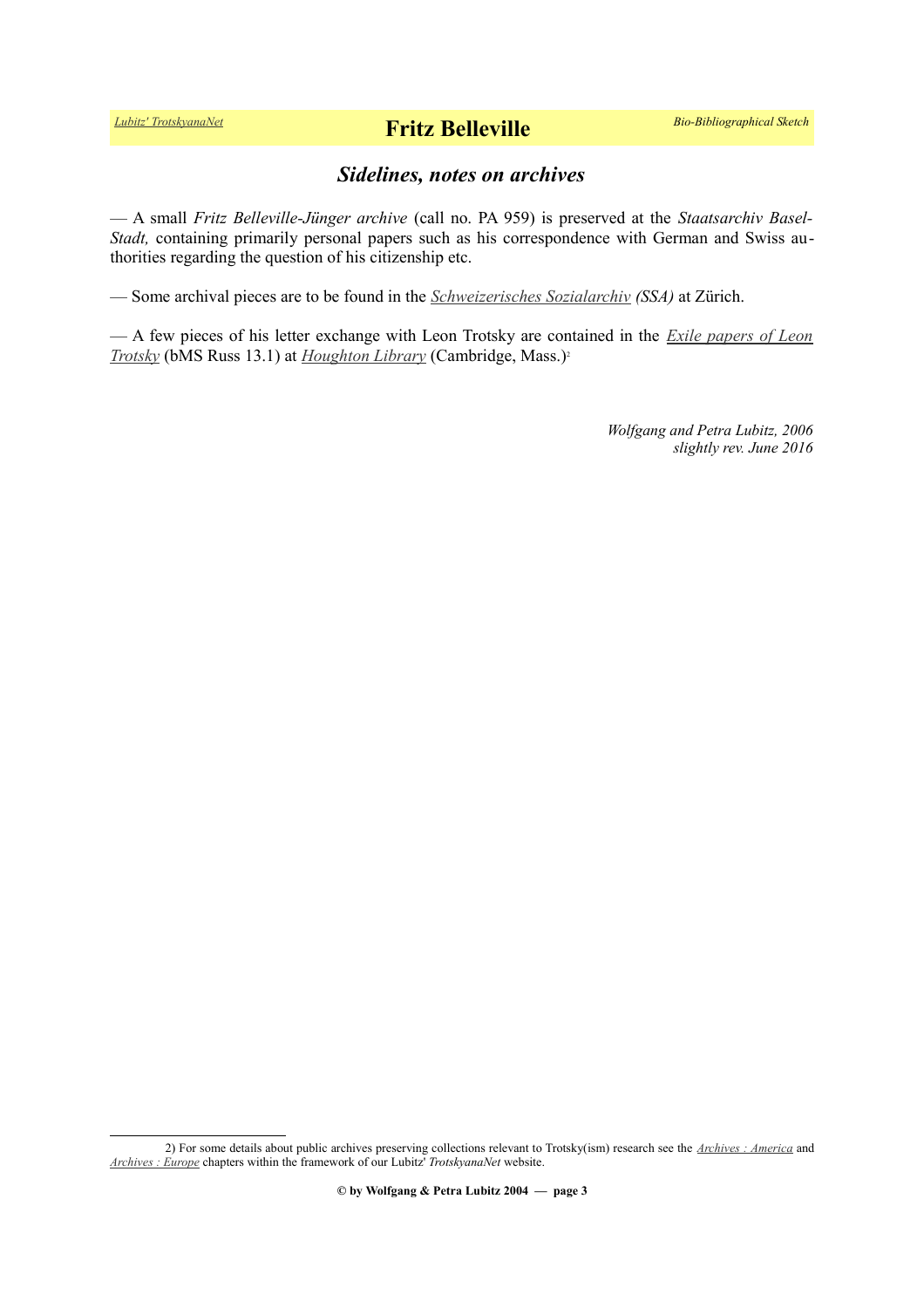## *Sidelines, notes on archives*

— A small *Fritz Belleville-Jünger archive* (call no. PA 959) is preserved at the *Staatsarchiv Basel-Stadt,* containing primarily personal papers such as his correspondence with German and Swiss authorities regarding the question of his citizenship etc.

— Some archival pieces are to be found in the *Schweizerisches Sozialarchiv (SSA)* at Zürich.

— A few pieces of his letter exchange with Leon Trotsky are contained in the *Exile papers of Leon Trotsky* (bMS Russ 13.1) at *Houghton Library* (Cambridge, Mass.)[2]

*Wolfgang and Petra Lubitz, 2006*
*slightly rev. June 2016*

---

2) For some details about public archives preserving collections relevant to Trotsky(ism) research see the *Archives : America* and *Archives : Europe* chapters within the framework of our Lubitz' *TrotskyanaNet* website.